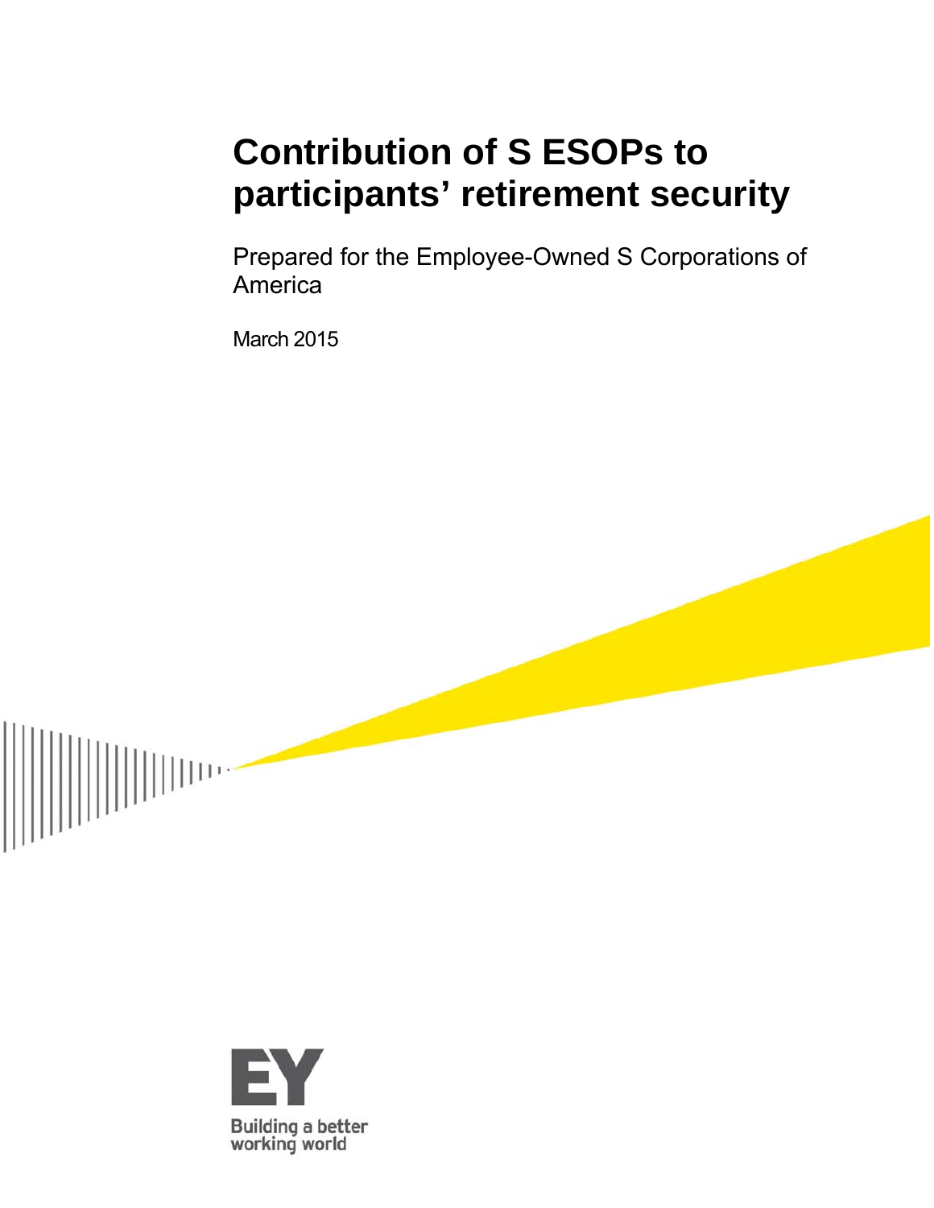# Contribution of S ESOPs to participants' retirement security

Prepared for the Employee-Owned S Corporations of America

March 2015

EY

Building a better working world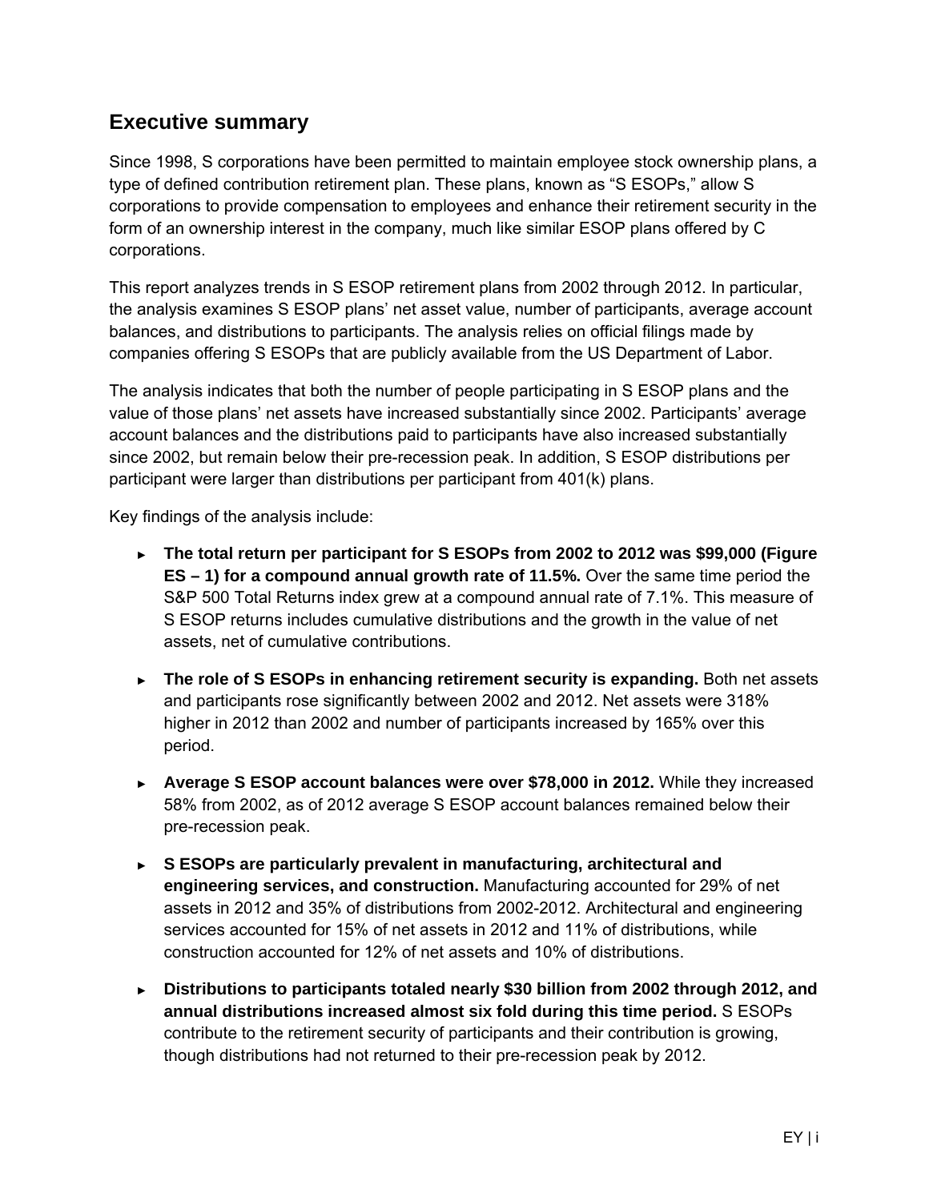## Executive summary

Since 1998, S corporations have been permitted to maintain employee stock ownership plans, a type of defined contribution retirement plan. These plans, known as "S ESOPs," allow S corporations to provide compensation to employees and enhance their retirement security in the form of an ownership interest in the company, much like similar ESOP plans offered by C corporations.

This report analyzes trends in S ESOP retirement plans from 2002 through 2012. In particular, the analysis examines S ESOP plans' net asset value, number of participants, average account balances, and distributions to participants. The analysis relies on official filings made by companies offering S ESOPs that are publicly available from the US Department of Labor.

The analysis indicates that both the number of people participating in S ESOP plans and the value of those plans' net assets have increased substantially since 2002. Participants' average account balances and the distributions paid to participants have also increased substantially since 2002, but remain below their pre-recession peak. In addition, S ESOP distributions per participant were larger than distributions per participant from 401(k) plans.

Key findings of the analysis include:

- **The total return per participant for S ESOPs from 2002 to 2012 was $99,000 (Figure ES – 1) for a compound annual growth rate of 11.5%.** Over the same time period the S&P 500 Total Returns index grew at a compound annual rate of 7.1%. This measure of S ESOP returns includes cumulative distributions and the growth in the value of net assets, net of cumulative contributions.
- **The role of S ESOPs in enhancing retirement security is expanding.** Both net assets and participants rose significantly between 2002 and 2012. Net assets were 318% higher in 2012 than 2002 and number of participants increased by 165% over this period.
- **Average S ESOP account balances were over $78,000 in 2012.** While they increased 58% from 2002, as of 2012 average S ESOP account balances remained below their pre-recession peak.
- **S ESOPs are particularly prevalent in manufacturing, architectural and engineering services, and construction.** Manufacturing accounted for 29% of net assets in 2012 and 35% of distributions from 2002-2012. Architectural and engineering services accounted for 15% of net assets in 2012 and 11% of distributions, while construction accounted for 12% of net assets and 10% of distributions.
- **Distributions to participants totaled nearly $30 billion from 2002 through 2012, and annual distributions increased almost six fold during this time period.** S ESOPs contribute to the retirement security of participants and their contribution is growing, though distributions had not returned to their pre-recession peak by 2012.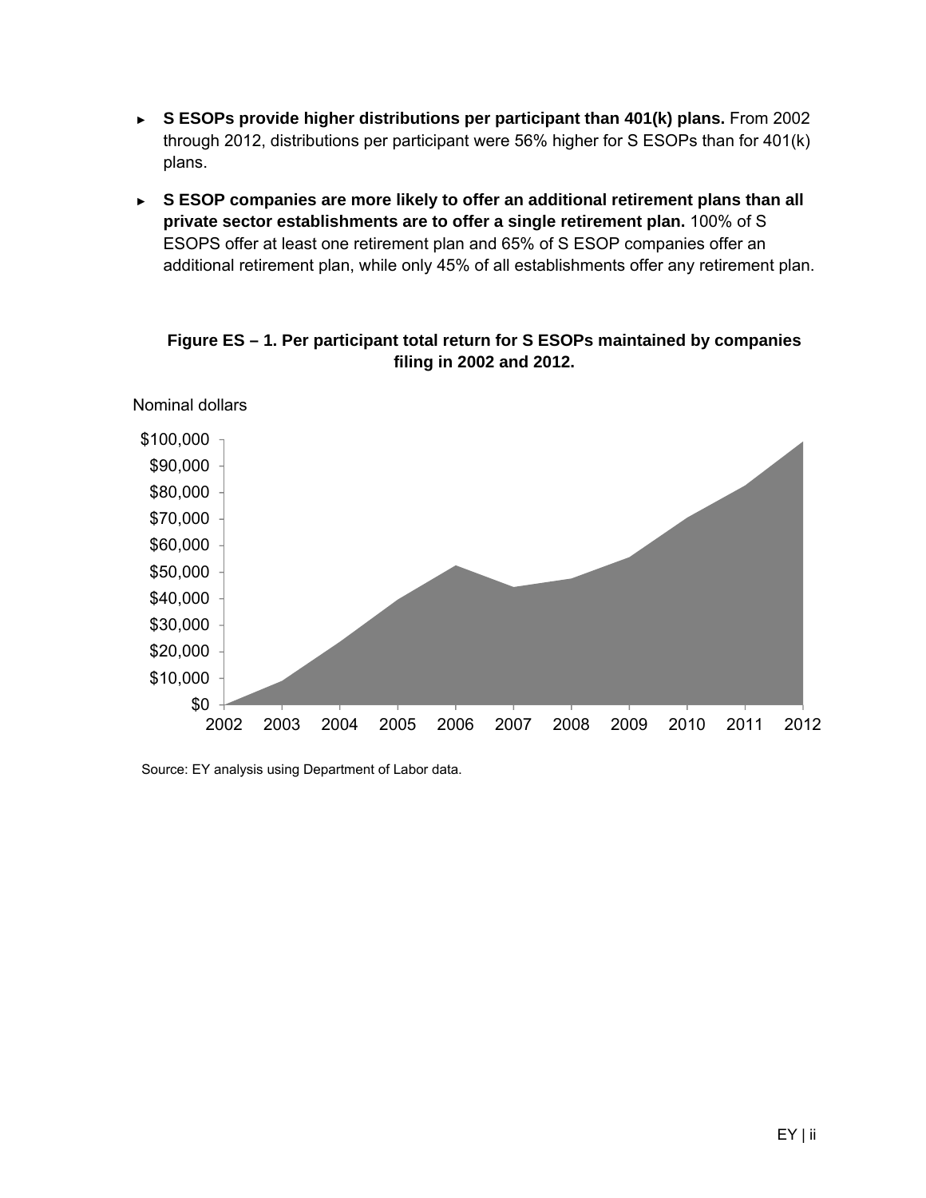- **S ESOPs provide higher distributions per participant than 401(k) plans.** From 2002 through 2012, distributions per participant were 56% higher for S ESOPs than for 401(k) plans.
- **S ESOP companies are more likely to offer an additional retirement plans than all private sector establishments are to offer a single retirement plan.** 100% of S ESOPS offer at least one retirement plan and 65% of S ESOP companies offer an additional retirement plan, while only 45% of all establishments offer any retirement plan.

**Figure ES – 1. Per participant total return for S ESOPs maintained by companies filing in 2002 and 2012.**

Nominal dollars

Source: EY analysis using Department of Labor data.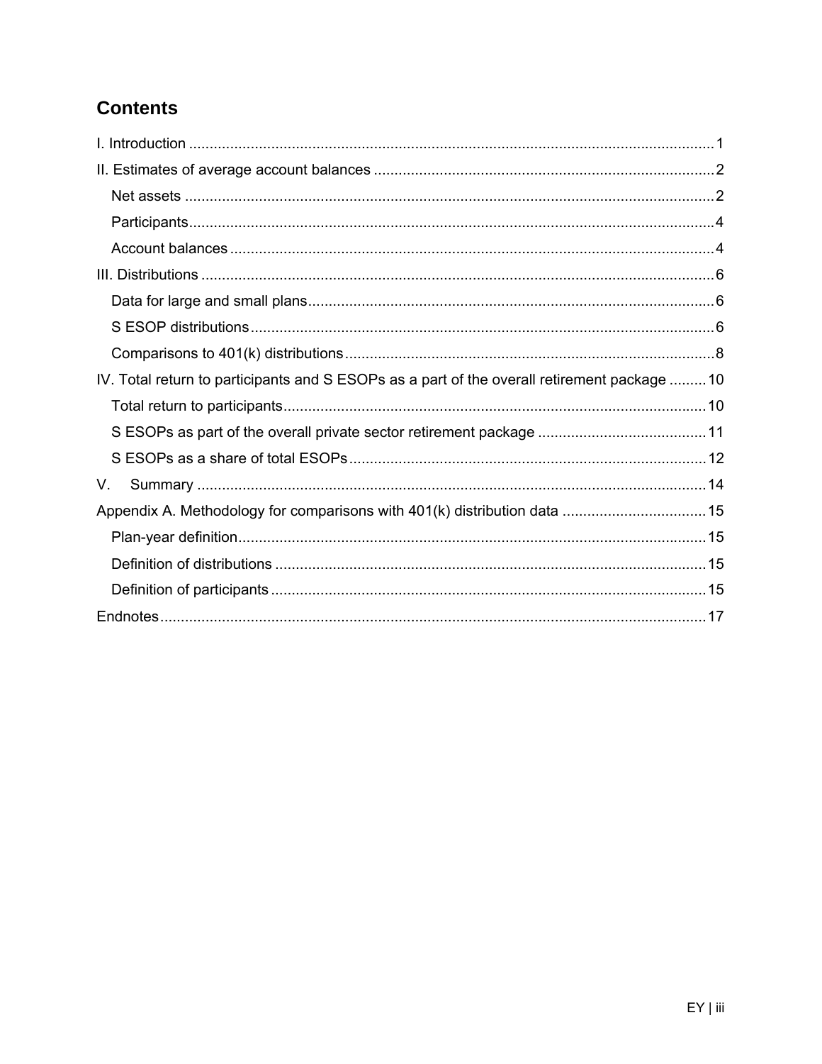## Contents

I. Introduction ..................................................................................................................... 1

II. Estimates of average account balances ..................................................................... 2

- Net assets .................................................................................................................. 2
- Participants ................................................................................................................. 4
- Account balances ....................................................................................................... 4

III. Distributions ............................................................................................................... 6

- Data for large and small plans ................................................................................... 6
- S ESOP distributions .................................................................................................. 6
- Comparisons to 401(k) distributions .......................................................................... 8

IV. Total return to participants and S ESOPs as a part of the overall retirement package ......... 10

- Total return to participants ....................................................................................... 10
- S ESOPs as part of the overall private sector retirement package ......................... 11
- S ESOPs as a share of total ESOPs ........................................................................ 12

V. Summary ................................................................................................................... 14

Appendix A. Methodology for comparisons with 401(k) distribution data ..................... 15

- Plan-year definition ................................................................................................... 15
- Definition of distributions .......................................................................................... 15
- Definition of participants ........................................................................................... 15

Endnotes ....................................................................................................................... 17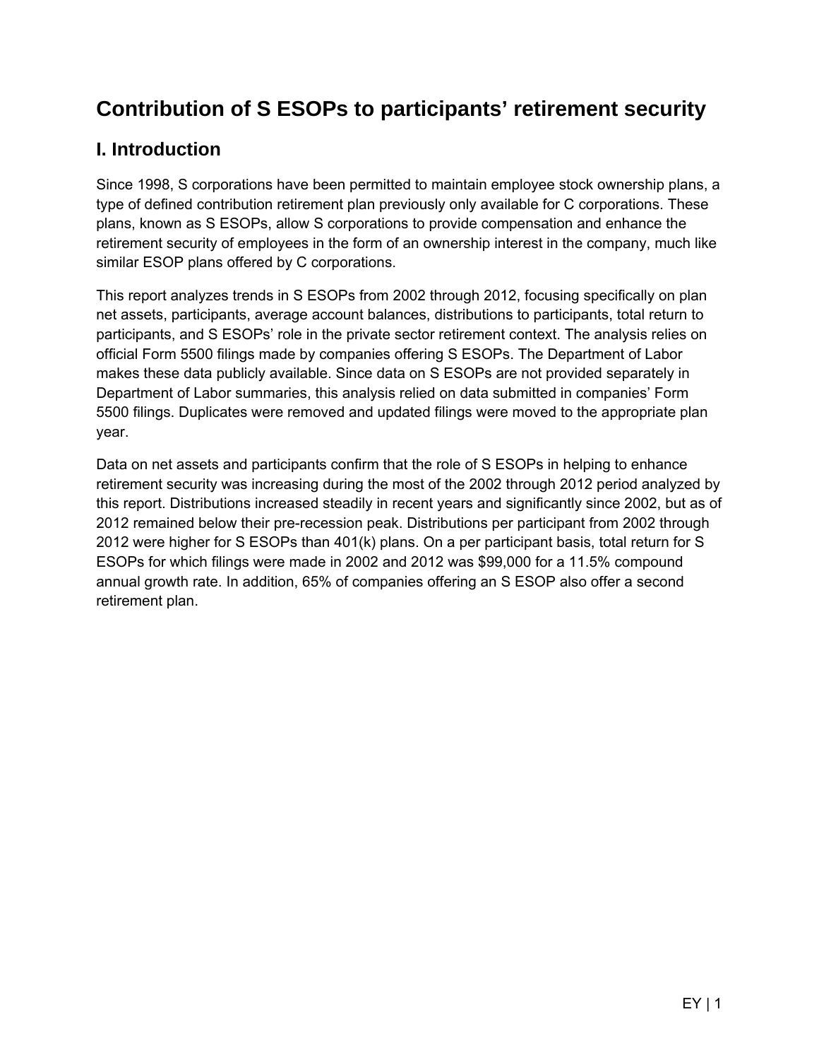# Contribution of S ESOPs to participants' retirement security

## I. Introduction

Since 1998, S corporations have been permitted to maintain employee stock ownership plans, a type of defined contribution retirement plan previously only available for C corporations. These plans, known as S ESOPs, allow S corporations to provide compensation and enhance the retirement security of employees in the form of an ownership interest in the company, much like similar ESOP plans offered by C corporations.

This report analyzes trends in S ESOPs from 2002 through 2012, focusing specifically on plan net assets, participants, average account balances, distributions to participants, total return to participants, and S ESOPs' role in the private sector retirement context. The analysis relies on official Form 5500 filings made by companies offering S ESOPs. The Department of Labor makes these data publicly available. Since data on S ESOPs are not provided separately in Department of Labor summaries, this analysis relied on data submitted in companies' Form 5500 filings. Duplicates were removed and updated filings were moved to the appropriate plan year.

Data on net assets and participants confirm that the role of S ESOPs in helping to enhance retirement security was increasing during the most of the 2002 through 2012 period analyzed by this report. Distributions increased steadily in recent years and significantly since 2002, but as of 2012 remained below their pre-recession peak. Distributions per participant from 2002 through 2012 were higher for S ESOPs than 401(k) plans. On a per participant basis, total return for S ESOPs for which filings were made in 2002 and 2012 was $99,000 for a 11.5% compound annual growth rate. In addition, 65% of companies offering an S ESOP also offer a second retirement plan.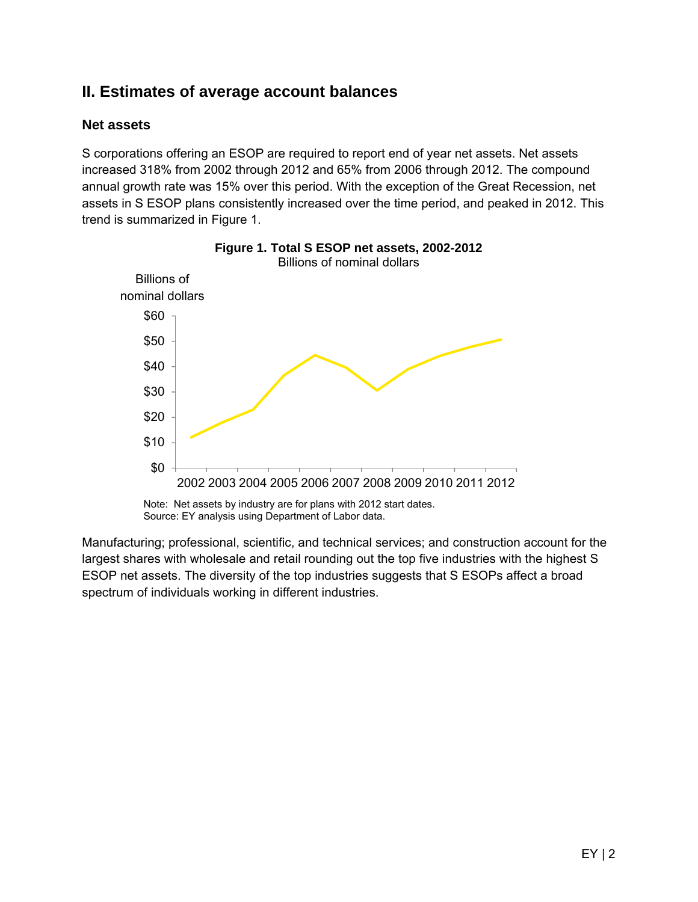## II. Estimates of average account balances

### Net assets

S corporations offering an ESOP are required to report end of year net assets. Net assets increased 318% from 2002 through 2012 and 65% from 2006 through 2012. The compound annual growth rate was 15% over this period. With the exception of the Great Recession, net assets in S ESOP plans consistently increased over the time period, and peaked in 2012. This trend is summarized in Figure 1.

**Figure 1. Total S ESOP net assets, 2002-2012**
Billions of nominal dollars

Note: Net assets by industry are for plans with 2012 start dates.
Source: EY analysis using Department of Labor data.

Manufacturing; professional, scientific, and technical services; and construction account for the largest shares with wholesale and retail rounding out the top five industries with the highest S ESOP net assets. The diversity of the top industries suggests that S ESOPs affect a broad spectrum of individuals working in different industries.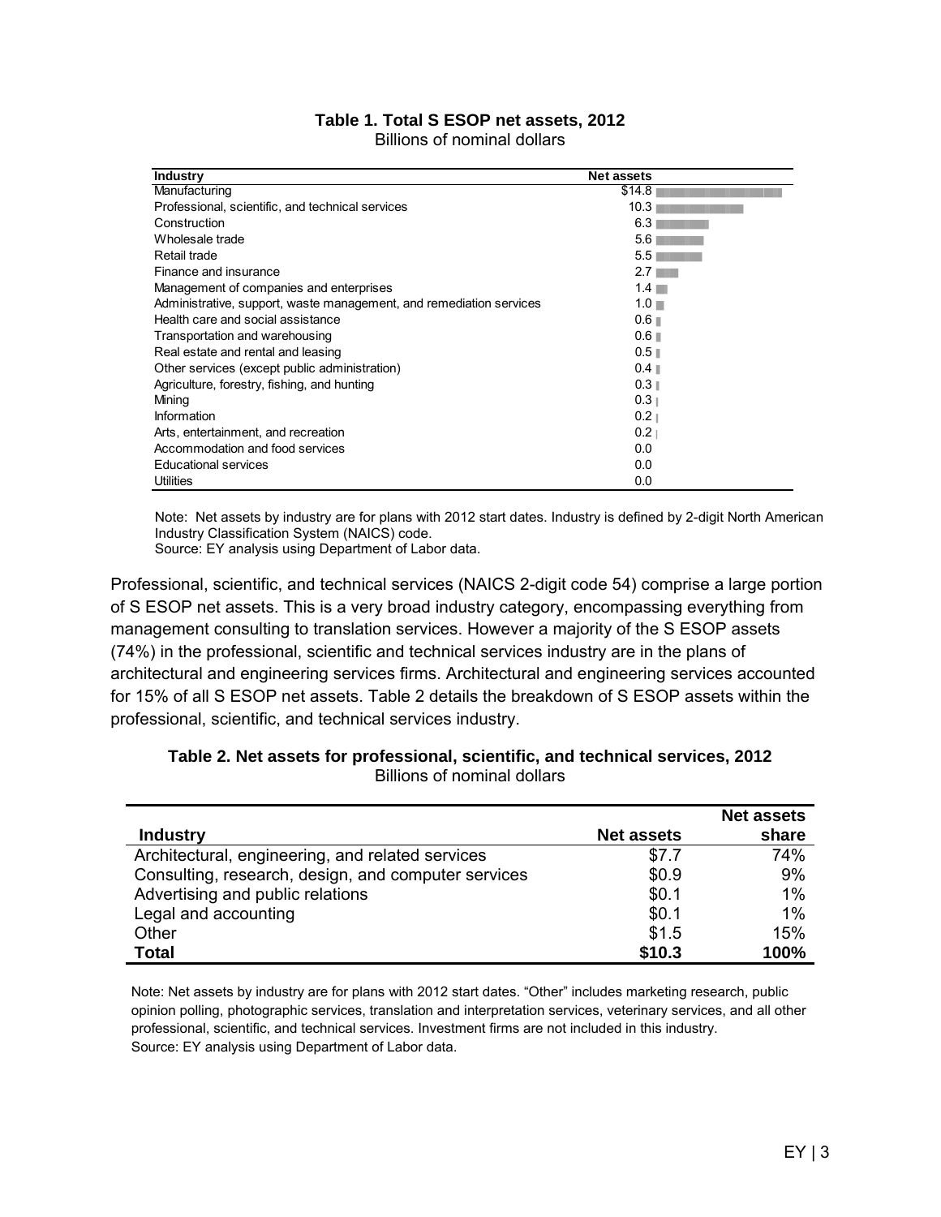**Table 1. Total S ESOP net assets, 2012**
Billions of nominal dollars

| Industry | Net assets |
|---|---|
| Manufacturing | $14.8 |
| Professional, scientific, and technical services | 10.3 |
| Construction | 6.3 |
| Wholesale trade | 5.6 |
| Retail trade | 5.5 |
| Finance and insurance | 2.7 |
| Management of companies and enterprises | 1.4 |
| Administrative, support, waste management, and remediation services | 1.0 |
| Health care and social assistance | 0.6 |
| Transportation and warehousing | 0.6 |
| Real estate and rental and leasing | 0.5 |
| Other services (except public administration) | 0.4 |
| Agriculture, forestry, fishing, and hunting | 0.3 |
| Mining | 0.3 |
| Information | 0.2 |
| Arts, entertainment, and recreation | 0.2 |
| Accommodation and food services | 0.0 |
| Educational services | 0.0 |
| Utilities | 0.0 |

Note: Net assets by industry are for plans with 2012 start dates. Industry is defined by 2-digit North American Industry Classification System (NAICS) code.
Source: EY analysis using Department of Labor data.

Professional, scientific, and technical services (NAICS 2-digit code 54) comprise a large portion of S ESOP net assets. This is a very broad industry category, encompassing everything from management consulting to translation services. However a majority of the S ESOP assets (74%) in the professional, scientific and technical services industry are in the plans of architectural and engineering services firms. Architectural and engineering services accounted for 15% of all S ESOP net assets. Table 2 details the breakdown of S ESOP assets within the professional, scientific, and technical services industry.

**Table 2. Net assets for professional, scientific, and technical services, 2012**
Billions of nominal dollars

| Industry | Net assets | Net assets share |
|---|---|---|
| Architectural, engineering, and related services | $7.7 | 74% |
| Consulting, research, design, and computer services | $0.9 | 9% |
| Advertising and public relations | $0.1 | 1% |
| Legal and accounting | $0.1 | 1% |
| Other | $1.5 | 15% |
| **Total** | **$10.3** | **100%** |

Note: Net assets by industry are for plans with 2012 start dates. "Other" includes marketing research, public opinion polling, photographic services, translation and interpretation services, veterinary services, and all other professional, scientific, and technical services. Investment firms are not included in this industry.
Source: EY analysis using Department of Labor data.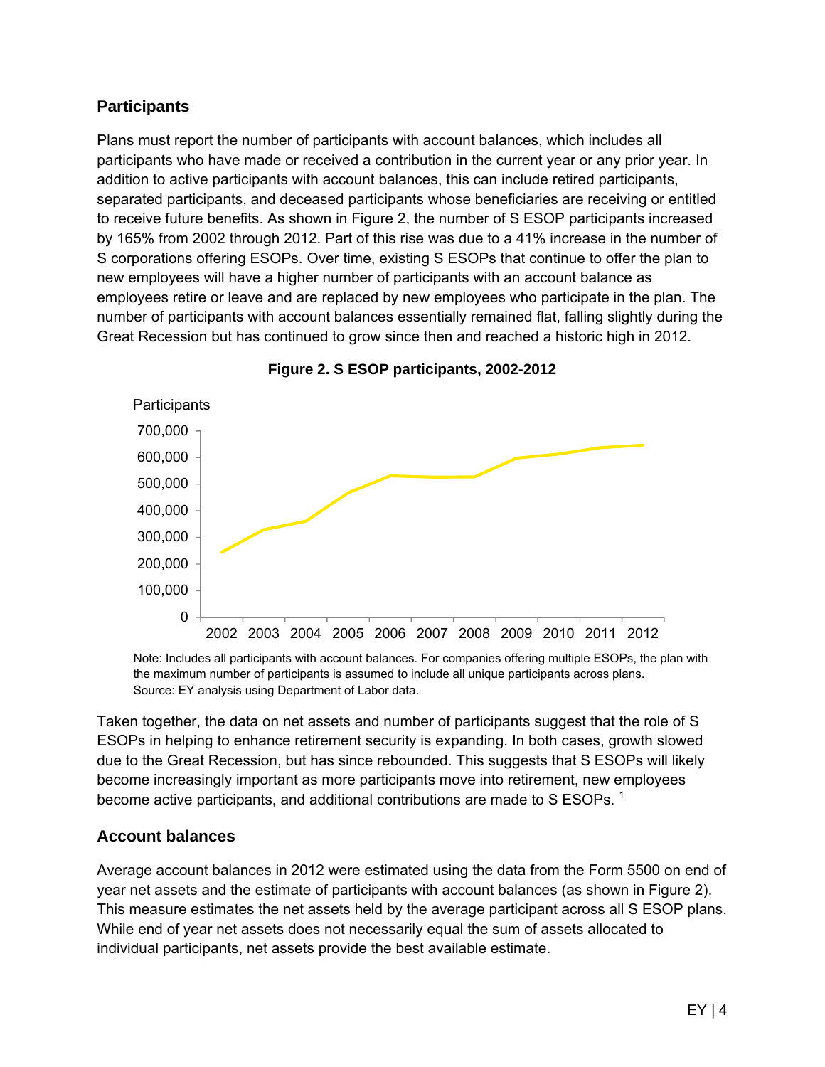### Participants

Plans must report the number of participants with account balances, which includes all participants who have made or received a contribution in the current year or any prior year. In addition to active participants with account balances, this can include retired participants, separated participants, and deceased participants whose beneficiaries are receiving or entitled to receive future benefits. As shown in Figure 2, the number of S ESOP participants increased by 165% from 2002 through 2012. Part of this rise was due to a 41% increase in the number of S corporations offering ESOPs. Over time, existing S ESOPs that continue to offer the plan to new employees will have a higher number of participants with an account balance as employees retire or leave and are replaced by new employees who participate in the plan. The number of participants with account balances essentially remained flat, falling slightly during the Great Recession but has continued to grow since then and reached a historic high in 2012.

**Figure 2. S ESOP participants, 2002-2012**

Note: Includes all participants with account balances. For companies offering multiple ESOPs, the plan with the maximum number of participants is assumed to include all unique participants across plans.
Source: EY analysis using Department of Labor data.

Taken together, the data on net assets and number of participants suggest that the role of S ESOPs in helping to enhance retirement security is expanding. In both cases, growth slowed due to the Great Recession, but has since rebounded. This suggests that S ESOPs will likely become increasingly important as more participants move into retirement, new employees become active participants, and additional contributions are made to S ESOPs. [1]

### Account balances

Average account balances in 2012 were estimated using the data from the Form 5500 on end of year net assets and the estimate of participants with account balances (as shown in Figure 2). This measure estimates the net assets held by the average participant across all S ESOP plans. While end of year net assets does not necessarily equal the sum of assets allocated to individual participants, net assets provide the best available estimate.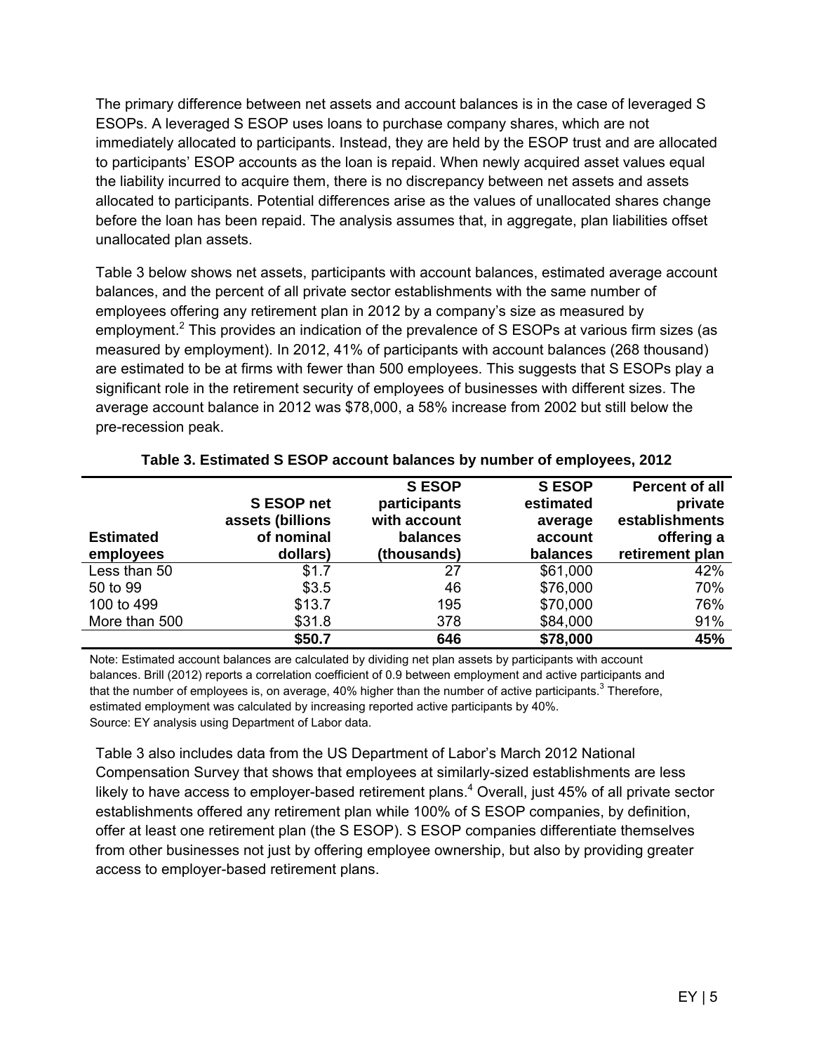The primary difference between net assets and account balances is in the case of leveraged S ESOPs. A leveraged S ESOP uses loans to purchase company shares, which are not immediately allocated to participants. Instead, they are held by the ESOP trust and are allocated to participants' ESOP accounts as the loan is repaid. When newly acquired asset values equal the liability incurred to acquire them, there is no discrepancy between net assets and assets allocated to participants. Potential differences arise as the values of unallocated shares change before the loan has been repaid. The analysis assumes that, in aggregate, plan liabilities offset unallocated plan assets.

Table 3 below shows net assets, participants with account balances, estimated average account balances, and the percent of all private sector establishments with the same number of employees offering any retirement plan in 2012 by a company's size as measured by employment.[2] This provides an indication of the prevalence of S ESOPs at various firm sizes (as measured by employment). In 2012, 41% of participants with account balances (268 thousand) are estimated to be at firms with fewer than 500 employees. This suggests that S ESOPs play a significant role in the retirement security of employees of businesses with different sizes. The average account balance in 2012 was $78,000, a 58% increase from 2002 but still below the pre-recession peak.

**Table 3. Estimated S ESOP account balances by number of employees, 2012**

| Estimated employees | S ESOP net assets (billions of nominal dollars) | S ESOP participants with account balances (thousands) | S ESOP estimated average account balances | Percent of all private establishments offering a retirement plan |
|---|---|---|---|---|
| Less than 50 | $1.7 | 27 | $61,000 | 42% |
| 50 to 99 | $3.5 | 46 | $76,000 | 70% |
| 100 to 499 | $13.7 | 195 | $70,000 | 76% |
| More than 500 | $31.8 | 378 | $84,000 | 91% |
| | **$50.7** | **646** | **$78,000** | **45%** |

Note: Estimated account balances are calculated by dividing net plan assets by participants with account balances. Brill (2012) reports a correlation coefficient of 0.9 between employment and active participants and that the number of employees is, on average, 40% higher than the number of active participants.[3] Therefore, estimated employment was calculated by increasing reported active participants by 40%.
Source: EY analysis using Department of Labor data.

Table 3 also includes data from the US Department of Labor's March 2012 National Compensation Survey that shows that employees at similarly-sized establishments are less likely to have access to employer-based retirement plans.[4] Overall, just 45% of all private sector establishments offered any retirement plan while 100% of S ESOP companies, by definition, offer at least one retirement plan (the S ESOP). S ESOP companies differentiate themselves from other businesses not just by offering employee ownership, but also by providing greater access to employer-based retirement plans.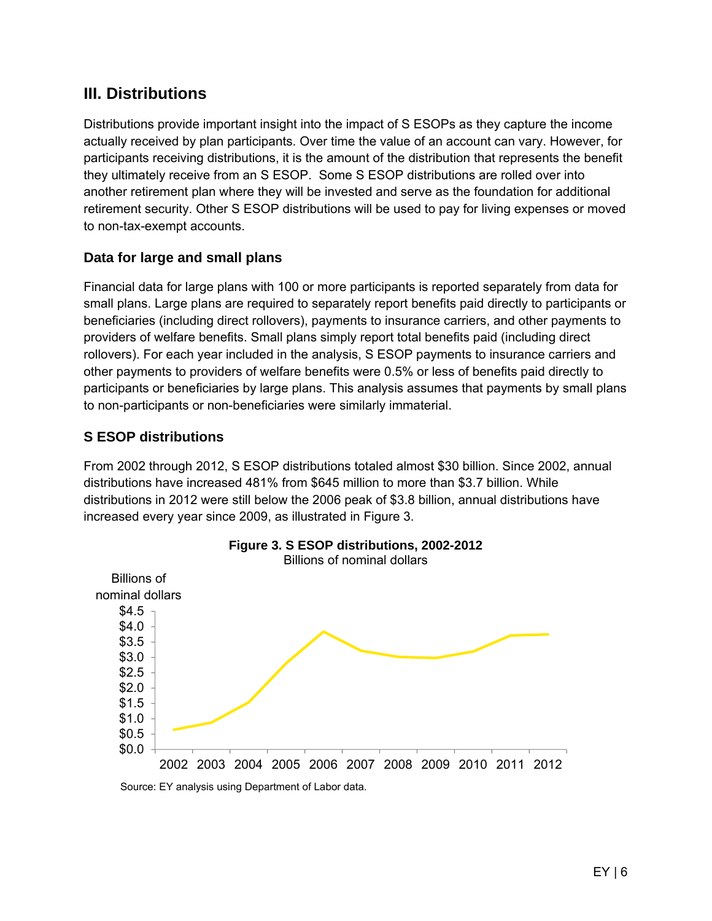## III. Distributions

Distributions provide important insight into the impact of S ESOPs as they capture the income actually received by plan participants. Over time the value of an account can vary. However, for participants receiving distributions, it is the amount of the distribution that represents the benefit they ultimately receive from an S ESOP. Some S ESOP distributions are rolled over into another retirement plan where they will be invested and serve as the foundation for additional retirement security. Other S ESOP distributions will be used to pay for living expenses or moved to non-tax-exempt accounts.

### Data for large and small plans

Financial data for large plans with 100 or more participants is reported separately from data for small plans. Large plans are required to separately report benefits paid directly to participants or beneficiaries (including direct rollovers), payments to insurance carriers, and other payments to providers of welfare benefits. Small plans simply report total benefits paid (including direct rollovers). For each year included in the analysis, S ESOP payments to insurance carriers and other payments to providers of welfare benefits were 0.5% or less of benefits paid directly to participants or beneficiaries by large plans. This analysis assumes that payments by small plans to non-participants or non-beneficiaries were similarly immaterial.

### S ESOP distributions

From 2002 through 2012, S ESOP distributions totaled almost $30 billion. Since 2002, annual distributions have increased 481% from $645 million to more than $3.7 billion. While distributions in 2012 were still below the 2006 peak of $3.8 billion, annual distributions have increased every year since 2009, as illustrated in Figure 3.

**Figure 3. S ESOP distributions, 2002-2012**
Billions of nominal dollars

Source: EY analysis using Department of Labor data.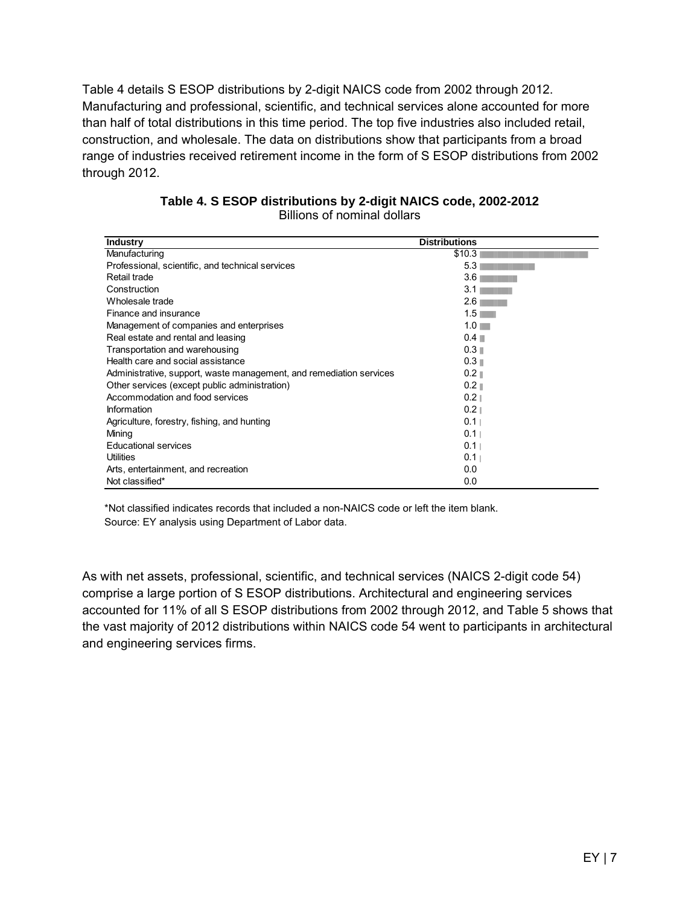Table 4 details S ESOP distributions by 2-digit NAICS code from 2002 through 2012. Manufacturing and professional, scientific, and technical services alone accounted for more than half of total distributions in this time period. The top five industries also included retail, construction, and wholesale. The data on distributions show that participants from a broad range of industries received retirement income in the form of S ESOP distributions from 2002 through 2012.

**Table 4. S ESOP distributions by 2-digit NAICS code, 2002-2012**
Billions of nominal dollars

| Industry | Distributions |
|---|---|
| Manufacturing | $10.3 |
| Professional, scientific, and technical services | 5.3 |
| Retail trade | 3.6 |
| Construction | 3.1 |
| Wholesale trade | 2.6 |
| Finance and insurance | 1.5 |
| Management of companies and enterprises | 1.0 |
| Real estate and rental and leasing | 0.4 |
| Transportation and warehousing | 0.3 |
| Health care and social assistance | 0.3 |
| Administrative, support, waste management, and remediation services | 0.2 |
| Other services (except public administration) | 0.2 |
| Accommodation and food services | 0.2 |
| Information | 0.2 |
| Agriculture, forestry, fishing, and hunting | 0.1 |
| Mining | 0.1 |
| Educational services | 0.1 |
| Utilities | 0.1 |
| Arts, entertainment, and recreation | 0.0 |
| Not classified* | 0.0 |

*Not classified indicates records that included a non-NAICS code or left the item blank.
Source: EY analysis using Department of Labor data.

As with net assets, professional, scientific, and technical services (NAICS 2-digit code 54) comprise a large portion of S ESOP distributions. Architectural and engineering services accounted for 11% of all S ESOP distributions from 2002 through 2012, and Table 5 shows that the vast majority of 2012 distributions within NAICS code 54 went to participants in architectural and engineering services firms.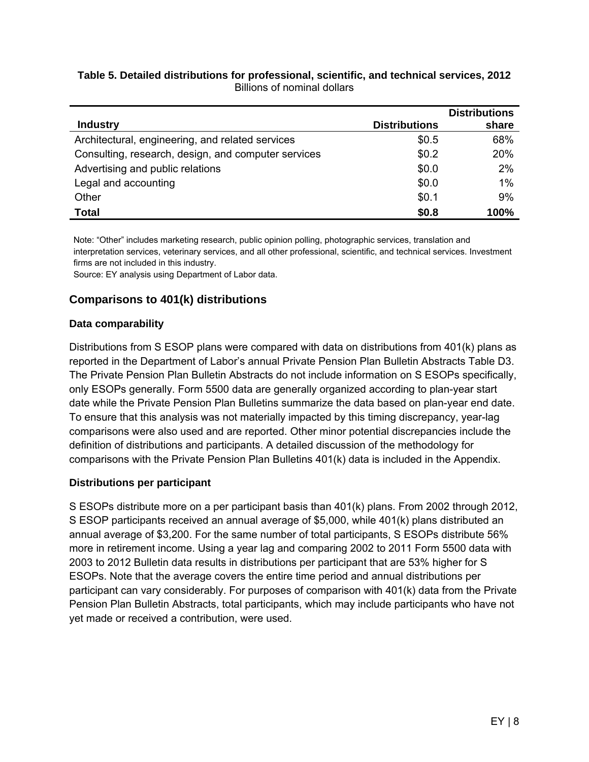**Table 5. Detailed distributions for professional, scientific, and technical services, 2012**
Billions of nominal dollars

| Industry | Distributions | Distributions share |
|---|---:|---:|
| Architectural, engineering, and related services | $0.5 | 68% |
| Consulting, research, design, and computer services | $0.2 | 20% |
| Advertising and public relations | $0.0 | 2% |
| Legal and accounting | $0.0 | 1% |
| Other | $0.1 | 9% |
| **Total** | **$0.8** | **100%** |

Note: "Other" includes marketing research, public opinion polling, photographic services, translation and interpretation services, veterinary services, and all other professional, scientific, and technical services. Investment firms are not included in this industry.
Source: EY analysis using Department of Labor data.

## Comparisons to 401(k) distributions

### Data comparability

Distributions from S ESOP plans were compared with data on distributions from 401(k) plans as reported in the Department of Labor's annual Private Pension Plan Bulletin Abstracts Table D3. The Private Pension Plan Bulletin Abstracts do not include information on S ESOPs specifically, only ESOPs generally. Form 5500 data are generally organized according to plan-year start date while the Private Pension Plan Bulletins summarize the data based on plan-year end date. To ensure that this analysis was not materially impacted by this timing discrepancy, year-lag comparisons were also used and are reported. Other minor potential discrepancies include the definition of distributions and participants. A detailed discussion of the methodology for comparisons with the Private Pension Plan Bulletins 401(k) data is included in the Appendix.

### Distributions per participant

S ESOPs distribute more on a per participant basis than 401(k) plans. From 2002 through 2012, S ESOP participants received an annual average of $5,000, while 401(k) plans distributed an annual average of $3,200. For the same number of total participants, S ESOPs distribute 56% more in retirement income. Using a year lag and comparing 2002 to 2011 Form 5500 data with 2003 to 2012 Bulletin data results in distributions per participant that are 53% higher for S ESOPs. Note that the average covers the entire time period and annual distributions per participant can vary considerably. For purposes of comparison with 401(k) data from the Private Pension Plan Bulletin Abstracts, total participants, which may include participants who have not yet made or received a contribution, were used.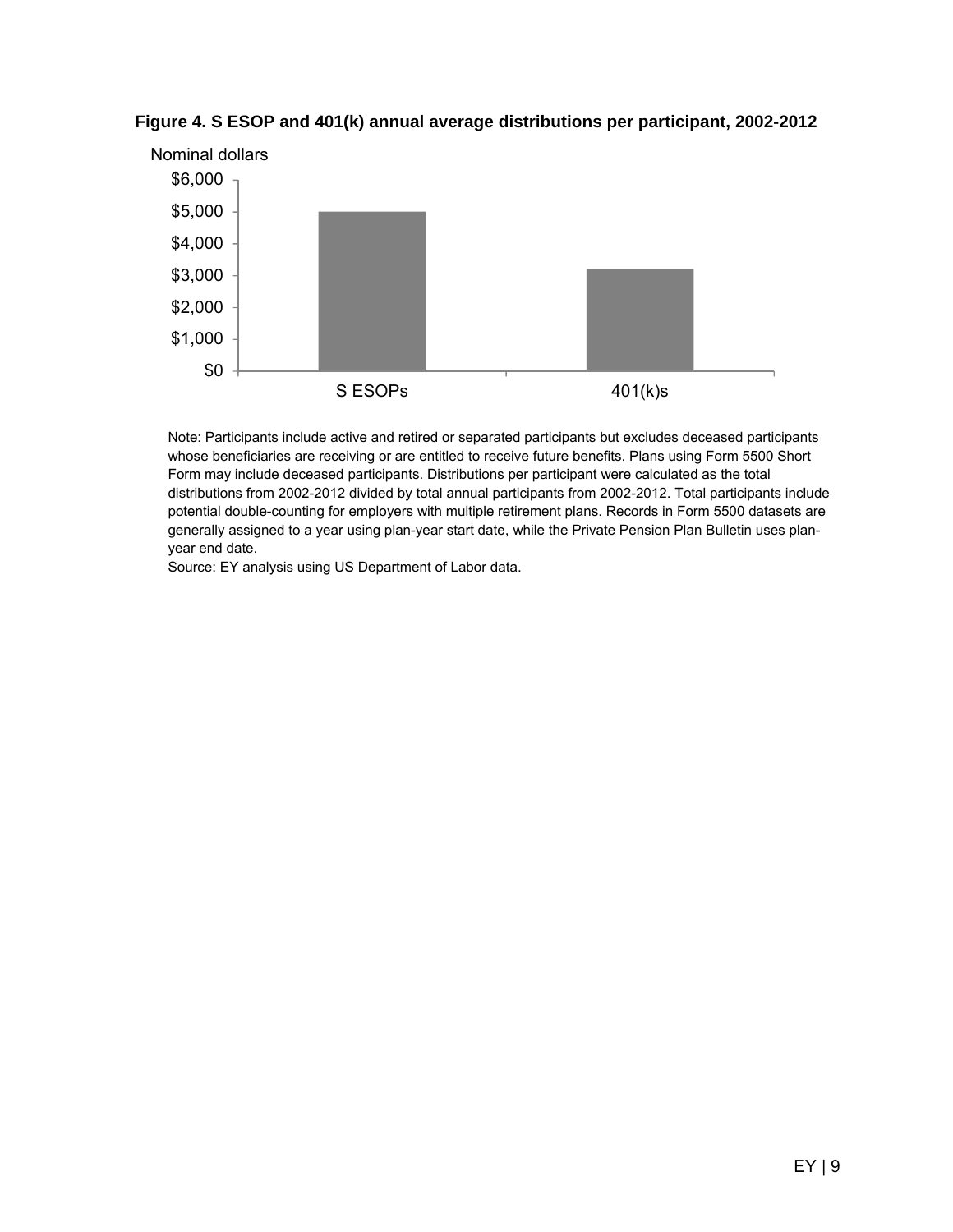**Figure 4. S ESOP and 401(k) annual average distributions per participant, 2002-2012**

Nominal dollars

| | S ESOPs | 401(k)s |
|---|---|---|
| Distributions per participant | ~$5,000 | ~$3,200 |

Note: Participants include active and retired or separated participants but excludes deceased participants whose beneficiaries are receiving or are entitled to receive future benefits. Plans using Form 5500 Short Form may include deceased participants. Distributions per participant were calculated as the total distributions from 2002-2012 divided by total annual participants from 2002-2012. Total participants include potential double-counting for employers with multiple retirement plans. Records in Form 5500 datasets are generally assigned to a year using plan-year start date, while the Private Pension Plan Bulletin uses plan-year end date.

Source: EY analysis using US Department of Labor data.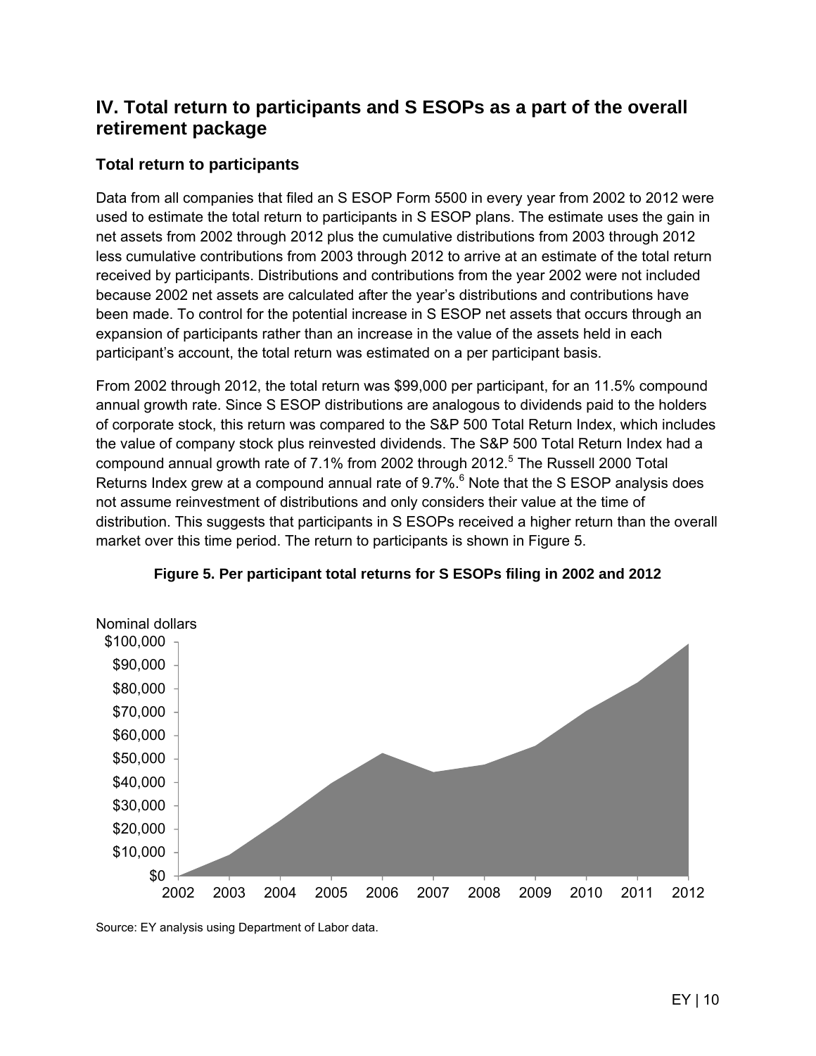## IV. Total return to participants and S ESOPs as a part of the overall retirement package

### Total return to participants

Data from all companies that filed an S ESOP Form 5500 in every year from 2002 to 2012 were used to estimate the total return to participants in S ESOP plans. The estimate uses the gain in net assets from 2002 through 2012 plus the cumulative distributions from 2003 through 2012 less cumulative contributions from 2003 through 2012 to arrive at an estimate of the total return received by participants. Distributions and contributions from the year 2002 were not included because 2002 net assets are calculated after the year's distributions and contributions have been made. To control for the potential increase in S ESOP net assets that occurs through an expansion of participants rather than an increase in the value of the assets held in each participant's account, the total return was estimated on a per participant basis.

From 2002 through 2012, the total return was $99,000 per participant, for an 11.5% compound annual growth rate. Since S ESOP distributions are analogous to dividends paid to the holders of corporate stock, this return was compared to the S&P 500 Total Return Index, which includes the value of company stock plus reinvested dividends. The S&P 500 Total Return Index had a compound annual growth rate of 7.1% from 2002 through 2012.[5] The Russell 2000 Total Returns Index grew at a compound annual rate of 9.7%.[6] Note that the S ESOP analysis does not assume reinvestment of distributions and only considers their value at the time of distribution. This suggests that participants in S ESOPs received a higher return than the overall market over this time period. The return to participants is shown in Figure 5.

**Figure 5. Per participant total returns for S ESOPs filing in 2002 and 2012**

Nominal dollars

Source: EY analysis using Department of Labor data.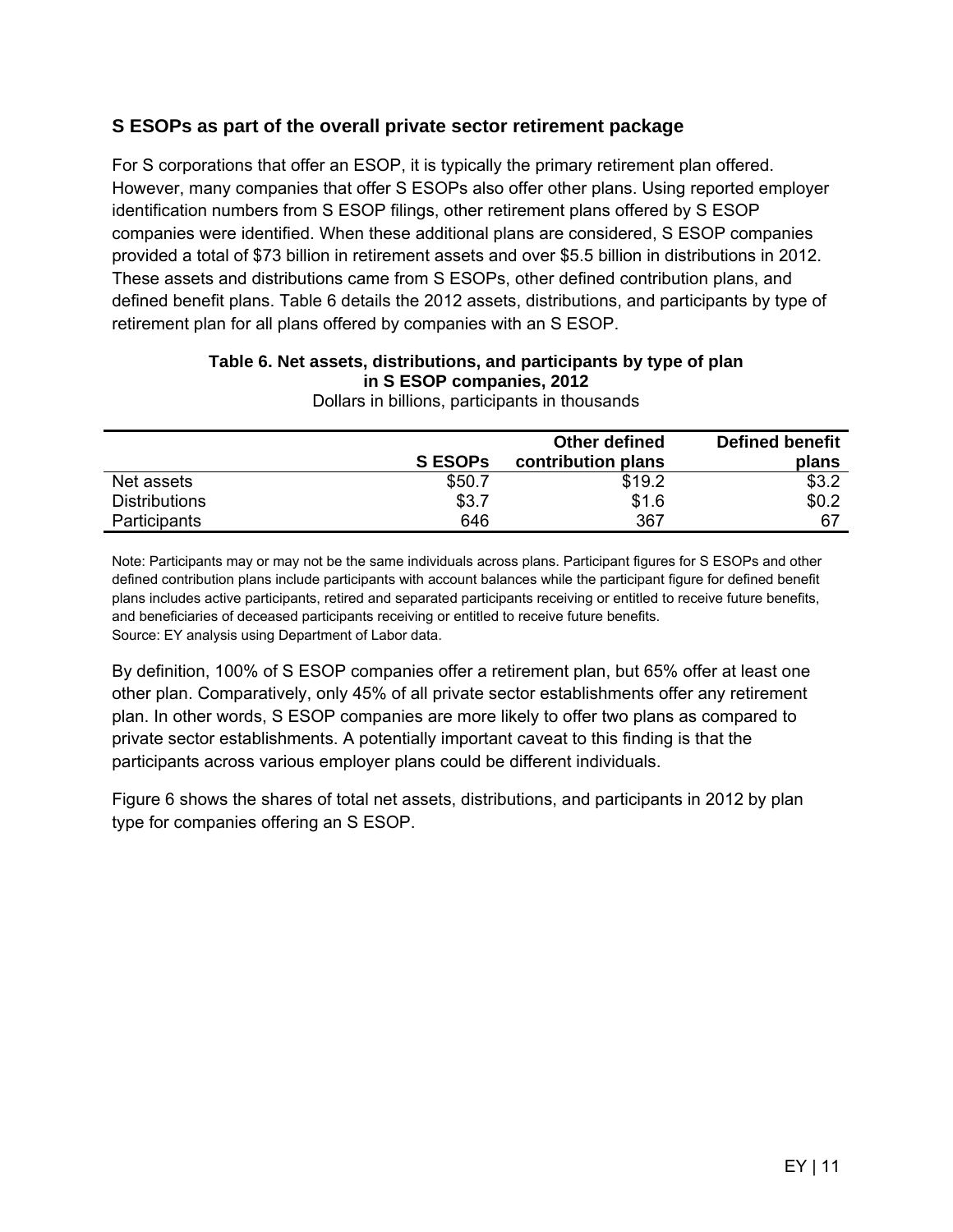## S ESOPs as part of the overall private sector retirement package

For S corporations that offer an ESOP, it is typically the primary retirement plan offered. However, many companies that offer S ESOPs also offer other plans. Using reported employer identification numbers from S ESOP filings, other retirement plans offered by S ESOP companies were identified. When these additional plans are considered, S ESOP companies provided a total of $73 billion in retirement assets and over $5.5 billion in distributions in 2012. These assets and distributions came from S ESOPs, other defined contribution plans, and defined benefit plans. Table 6 details the 2012 assets, distributions, and participants by type of retirement plan for all plans offered by companies with an S ESOP.

**Table 6. Net assets, distributions, and participants by type of plan in S ESOP companies, 2012**

Dollars in billions, participants in thousands

| | S ESOPs | Other defined contribution plans | Defined benefit plans |
|---|---|---|---|
| Net assets | $50.7 | $19.2 | $3.2 |
| Distributions | $3.7 | $1.6 | $0.2 |
| Participants | 646 | 367 | 67 |

Note: Participants may or may not be the same individuals across plans. Participant figures for S ESOPs and other defined contribution plans include participants with account balances while the participant figure for defined benefit plans includes active participants, retired and separated participants receiving or entitled to receive future benefits, and beneficiaries of deceased participants receiving or entitled to receive future benefits.
Source: EY analysis using Department of Labor data.

By definition, 100% of S ESOP companies offer a retirement plan, but 65% offer at least one other plan. Comparatively, only 45% of all private sector establishments offer any retirement plan. In other words, S ESOP companies are more likely to offer two plans as compared to private sector establishments. A potentially important caveat to this finding is that the participants across various employer plans could be different individuals.

Figure 6 shows the shares of total net assets, distributions, and participants in 2012 by plan type for companies offering an S ESOP.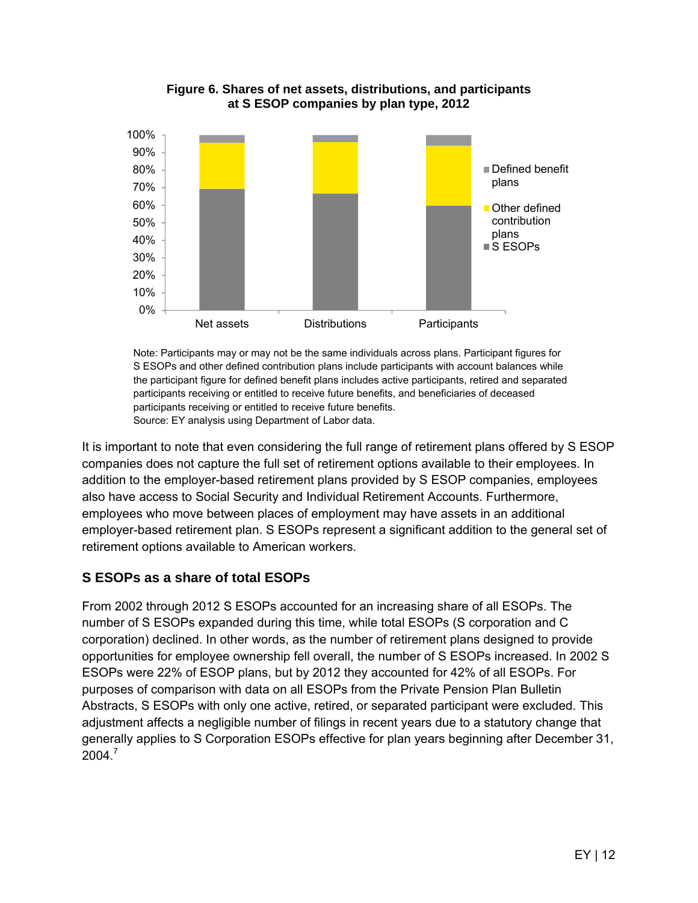**Figure 6. Shares of net assets, distributions, and participants at S ESOP companies by plan type, 2012**

Note: Participants may or may not be the same individuals across plans. Participant figures for S ESOPs and other defined contribution plans include participants with account balances while the participant figure for defined benefit plans includes active participants, retired and separated participants receiving or entitled to receive future benefits, and beneficiaries of deceased participants receiving or entitled to receive future benefits.
Source: EY analysis using Department of Labor data.

It is important to note that even considering the full range of retirement plans offered by S ESOP companies does not capture the full set of retirement options available to their employees. In addition to the employer-based retirement plans provided by S ESOP companies, employees also have access to Social Security and Individual Retirement Accounts. Furthermore, employees who move between places of employment may have assets in an additional employer-based retirement plan. S ESOPs represent a significant addition to the general set of retirement options available to American workers.

## S ESOPs as a share of total ESOPs

From 2002 through 2012 S ESOPs accounted for an increasing share of all ESOPs. The number of S ESOPs expanded during this time, while total ESOPs (S corporation and C corporation) declined. In other words, as the number of retirement plans designed to provide opportunities for employee ownership fell overall, the number of S ESOPs increased. In 2002 S ESOPs were 22% of ESOP plans, but by 2012 they accounted for 42% of all ESOPs. For purposes of comparison with data on all ESOPs from the Private Pension Plan Bulletin Abstracts, S ESOPs with only one active, retired, or separated participant were excluded. This adjustment affects a negligible number of filings in recent years due to a statutory change that generally applies to S Corporation ESOPs effective for plan years beginning after December 31, 2004.[7]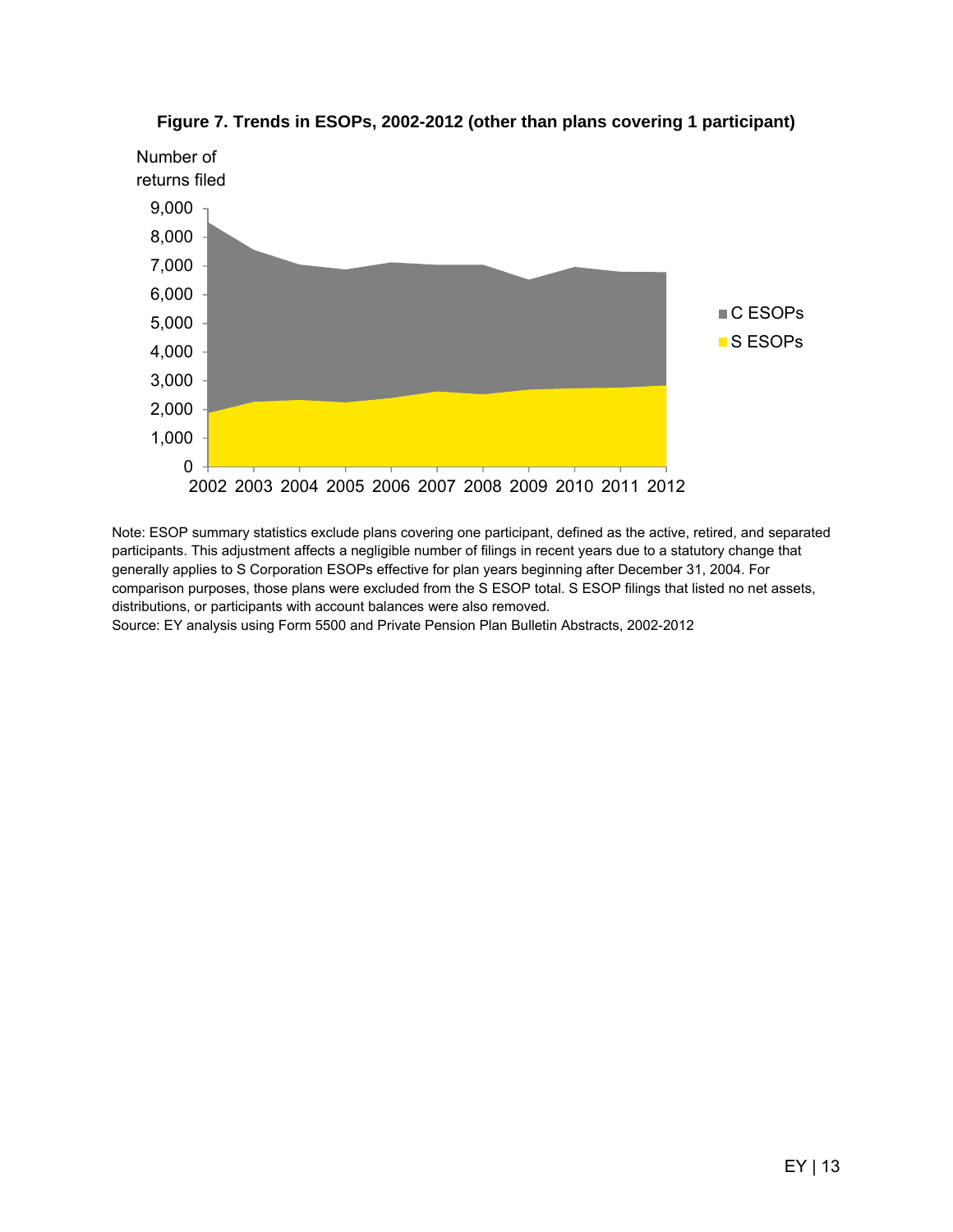**Figure 7. Trends in ESOPs, 2002-2012 (other than plans covering 1 participant)**

Note: ESOP summary statistics exclude plans covering one participant, defined as the active, retired, and separated participants. This adjustment affects a negligible number of filings in recent years due to a statutory change that generally applies to S Corporation ESOPs effective for plan years beginning after December 31, 2004. For comparison purposes, those plans were excluded from the S ESOP total. S ESOP filings that listed no net assets, distributions, or participants with account balances were also removed.

Source: EY analysis using Form 5500 and Private Pension Plan Bulletin Abstracts, 2002-2012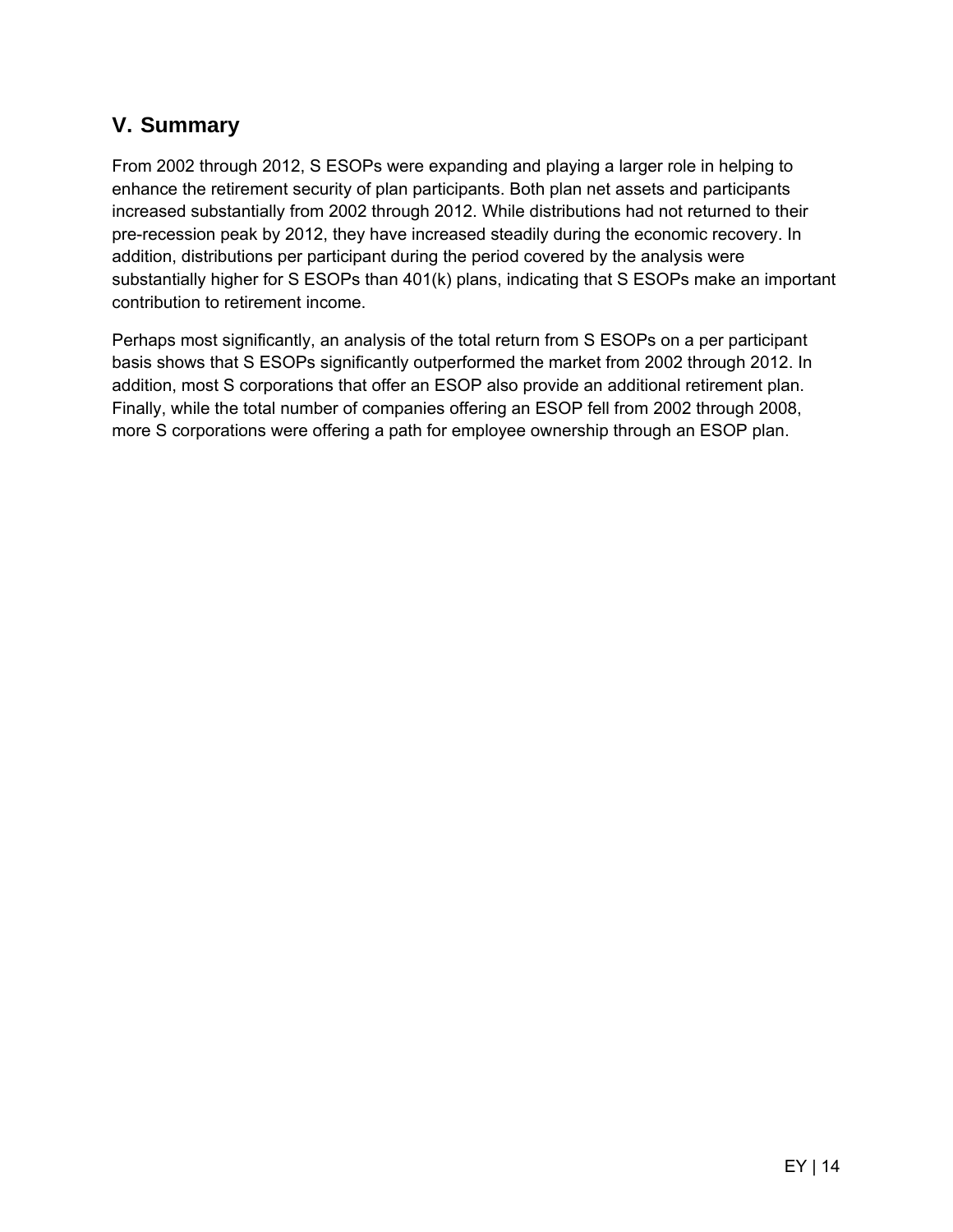## V. Summary

From 2002 through 2012, S ESOPs were expanding and playing a larger role in helping to enhance the retirement security of plan participants. Both plan net assets and participants increased substantially from 2002 through 2012. While distributions had not returned to their pre-recession peak by 2012, they have increased steadily during the economic recovery. In addition, distributions per participant during the period covered by the analysis were substantially higher for S ESOPs than 401(k) plans, indicating that S ESOPs make an important contribution to retirement income.

Perhaps most significantly, an analysis of the total return from S ESOPs on a per participant basis shows that S ESOPs significantly outperformed the market from 2002 through 2012. In addition, most S corporations that offer an ESOP also provide an additional retirement plan. Finally, while the total number of companies offering an ESOP fell from 2002 through 2008, more S corporations were offering a path for employee ownership through an ESOP plan.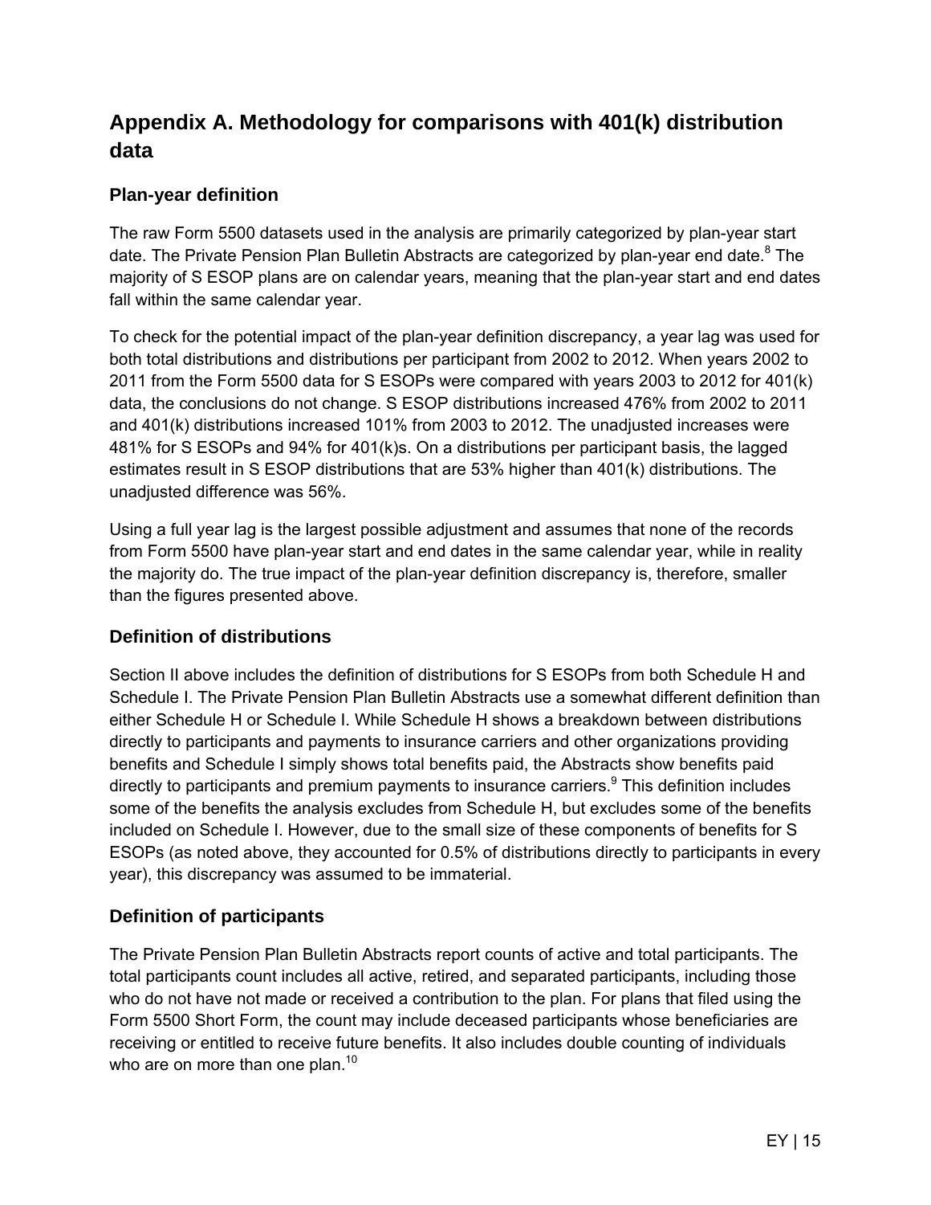## Appendix A. Methodology for comparisons with 401(k) distribution data

### Plan-year definition

The raw Form 5500 datasets used in the analysis are primarily categorized by plan-year start date. The Private Pension Plan Bulletin Abstracts are categorized by plan-year end date.[8] The majority of S ESOP plans are on calendar years, meaning that the plan-year start and end dates fall within the same calendar year.

To check for the potential impact of the plan-year definition discrepancy, a year lag was used for both total distributions and distributions per participant from 2002 to 2012. When years 2002 to 2011 from the Form 5500 data for S ESOPs were compared with years 2003 to 2012 for 401(k) data, the conclusions do not change. S ESOP distributions increased 476% from 2002 to 2011 and 401(k) distributions increased 101% from 2003 to 2012. The unadjusted increases were 481% for S ESOPs and 94% for 401(k)s. On a distributions per participant basis, the lagged estimates result in S ESOP distributions that are 53% higher than 401(k) distributions. The unadjusted difference was 56%.

Using a full year lag is the largest possible adjustment and assumes that none of the records from Form 5500 have plan-year start and end dates in the same calendar year, while in reality the majority do. The true impact of the plan-year definition discrepancy is, therefore, smaller than the figures presented above.

### Definition of distributions

Section II above includes the definition of distributions for S ESOPs from both Schedule H and Schedule I. The Private Pension Plan Bulletin Abstracts use a somewhat different definition than either Schedule H or Schedule I. While Schedule H shows a breakdown between distributions directly to participants and payments to insurance carriers and other organizations providing benefits and Schedule I simply shows total benefits paid, the Abstracts show benefits paid directly to participants and premium payments to insurance carriers.[9] This definition includes some of the benefits the analysis excludes from Schedule H, but excludes some of the benefits included on Schedule I. However, due to the small size of these components of benefits for S ESOPs (as noted above, they accounted for 0.5% of distributions directly to participants in every year), this discrepancy was assumed to be immaterial.

### Definition of participants

The Private Pension Plan Bulletin Abstracts report counts of active and total participants. The total participants count includes all active, retired, and separated participants, including those who do not have not made or received a contribution to the plan. For plans that filed using the Form 5500 Short Form, the count may include deceased participants whose beneficiaries are receiving or entitled to receive future benefits. It also includes double counting of individuals who are on more than one plan.[10]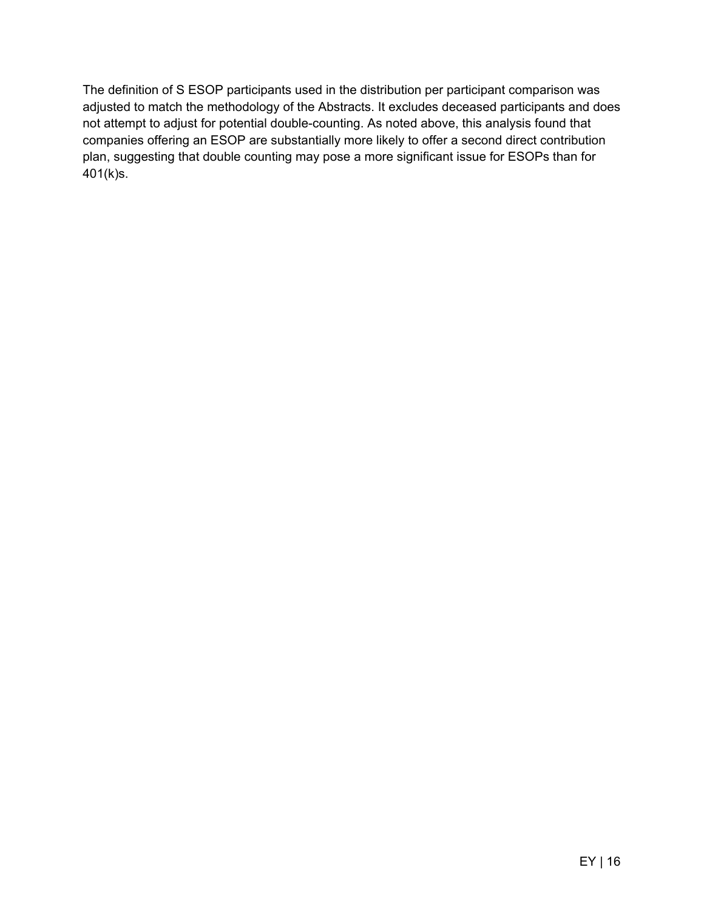The definition of S ESOP participants used in the distribution per participant comparison was adjusted to match the methodology of the Abstracts. It excludes deceased participants and does not attempt to adjust for potential double-counting. As noted above, this analysis found that companies offering an ESOP are substantially more likely to offer a second direct contribution plan, suggesting that double counting may pose a more significant issue for ESOPs than for 401(k)s.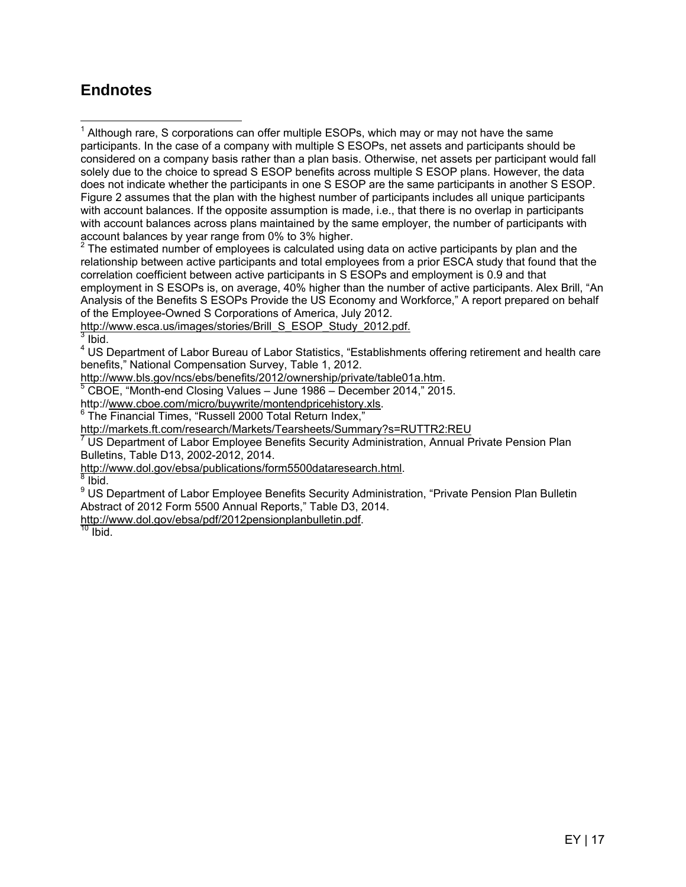## Endnotes

[1] Although rare, S corporations can offer multiple ESOPs, which may or may not have the same participants. In the case of a company with multiple S ESOPs, net assets and participants should be considered on a company basis rather than a plan basis. Otherwise, net assets per participant would fall solely due to the choice to spread S ESOP benefits across multiple S ESOP plans. However, the data does not indicate whether the participants in one S ESOP are the same participants in another S ESOP. Figure 2 assumes that the plan with the highest number of participants includes all unique participants with account balances. If the opposite assumption is made, i.e., that there is no overlap in participants with account balances across plans maintained by the same employer, the number of participants with account balances by year range from 0% to 3% higher.

[2] The estimated number of employees is calculated using data on active participants by plan and the relationship between active participants and total employees from a prior ESCA study that found that the correlation coefficient between active participants in S ESOPs and employment is 0.9 and that employment in S ESOPs is, on average, 40% higher than the number of active participants. Alex Brill, "An Analysis of the Benefits S ESOPs Provide the US Economy and Workforce," A report prepared on behalf of the Employee-Owned S Corporations of America, July 2012. http://www.esca.us/images/stories/Brill_S_ESOP_Study_2012.pdf.

[3] Ibid.

[4] US Department of Labor Bureau of Labor Statistics, "Establishments offering retirement and health care benefits," National Compensation Survey, Table 1, 2012. http://www.bls.gov/ncs/ebs/benefits/2012/ownership/private/table01a.htm.

[5] CBOE, "Month-end Closing Values – June 1986 – December 2014," 2015. http://www.cboe.com/micro/buywrite/montendpricehistory.xls.

[6] The Financial Times, "Russell 2000 Total Return Index," http://markets.ft.com/research/Markets/Tearsheets/Summary?s=RUTTR2:REU

[7] US Department of Labor Employee Benefits Security Administration, Annual Private Pension Plan Bulletins, Table D13, 2002-2012, 2014. http://www.dol.gov/ebsa/publications/form5500dataresearch.html.

[8] Ibid.

[9] US Department of Labor Employee Benefits Security Administration, "Private Pension Plan Bulletin Abstract of 2012 Form 5500 Annual Reports," Table D3, 2014. http://www.dol.gov/ebsa/pdf/2012pensionplanbulletin.pdf.

[10] Ibid.